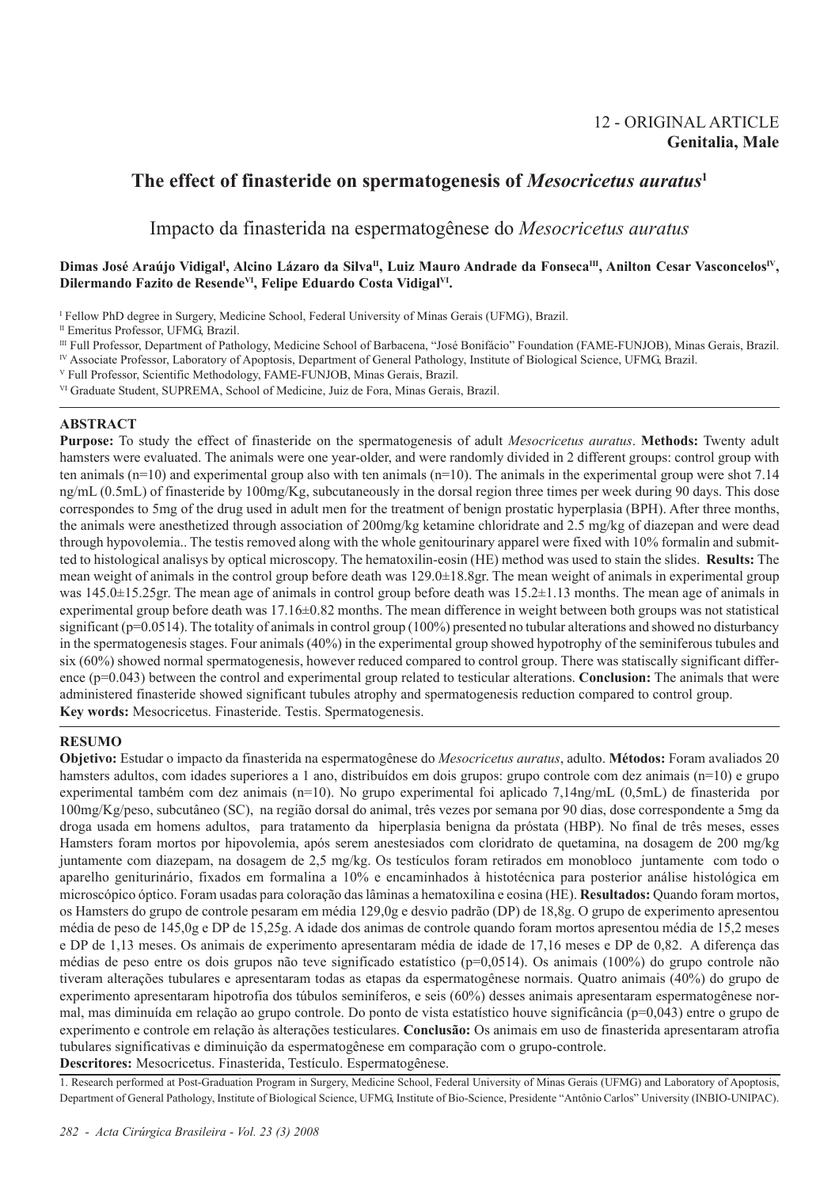12 - ORIGINAL ARTICLE
**Genitalia, Male**

# The effect of finasteride on spermatogenesis of *Mesocricetus auratus*[1]

## Impacto da finasterida na espermatogênese do *Mesocricetus auratus*

**Dimas José Araújo Vidigal[I], Alcino Lázaro da Silva[II], Luiz Mauro Andrade da Fonseca[III], Anilton Cesar Vasconcelos[IV], Dilermando Fazito de Resende[V], Felipe Eduardo Costa Vidigal[VI].**

[I] Fellow PhD degree in Surgery, Medicine School, Federal University of Minas Gerais (UFMG), Brazil.
[II] Emeritus Professor, UFMG, Brazil.
[III] Full Professor, Department of Pathology, Medicine School of Barbacena, "José Bonifácio" Foundation (FAME-FUNJOB), Minas Gerais, Brazil.
[IV] Associate Professor, Laboratory of Apoptosis, Department of General Pathology, Institute of Biological Science, UFMG, Brazil.
[V] Full Professor, Scientific Methodology, FAME-FUNJOB, Minas Gerais, Brazil.
[VI] Graduate Student, SUPREMA, School of Medicine, Juiz de Fora, Minas Gerais, Brazil.

## ABSTRACT

**Purpose:** To study the effect of finasteride on the spermatogenesis of adult *Mesocricetus auratus*. **Methods:** Twenty adult hamsters were evaluated. The animals were one year-older, and were randomly divided in 2 different groups: control group with ten animals (n=10) and experimental group also with ten animals (n=10). The animals in the experimental group were shot 7.14 ng/mL (0.5mL) of finasteride by 100mg/Kg, subcutaneously in the dorsal region three times per week during 90 days. This dose correspondes to 5mg of the drug used in adult men for the treatment of benign prostatic hyperplasia (BPH). After three months, the animals were anesthetized through association of 200mg/kg ketamine chloridrate and 2.5 mg/kg of diazepan and were dead through hypovolemia.. The testis removed along with the whole genitourinary apparel were fixed with 10% formalin and submitted to histological analisys by optical microscopy. The hematoxilin-eosin (HE) method was used to stain the slides. **Results:** The mean weight of animals in the control group before death was 129.0±18.8gr. The mean weight of animals in experimental group was 145.0±15.25gr. The mean age of animals in control group before death was 15.2±1.13 months. The mean age of animals in experimental group before death was 17.16±0.82 months. The mean difference in weight between both groups was not statistical significant (p=0.0514). The totality of animals in control group (100%) presented no tubular alterations and showed no disturbancy in the spermatogenesis stages. Four animals (40%) in the experimental group showed hypotrophy of the seminiferous tubules and six (60%) showed normal spermatogenesis, however reduced compared to control group. There was statiscally significant difference (p=0.043) between the control and experimental group related to testicular alterations. **Conclusion:** The animals that were administered finasteride showed significant tubules atrophy and spermatogenesis reduction compared to control group.
**Key words:** Mesocricetus. Finasteride. Testis. Spermatogenesis.

## RESUMO

**Objetivo:** Estudar o impacto da finasterida na espermatogênese do *Mesocricetus auratus*, adulto. **Métodos:** Foram avaliados 20 hamsters adultos, com idades superiores a 1 ano, distribuídos em dois grupos: grupo controle com dez animais (n=10) e grupo experimental também com dez animais (n=10). No grupo experimental foi aplicado 7,14ng/mL (0,5mL) de finasterida por 100mg/Kg/peso, subcutâneo (SC), na região dorsal do animal, três vezes por semana por 90 dias, dose correspondente a 5mg da droga usada em homens adultos, para tratamento da hiperplasia benigna da próstata (HBP). No final de três meses, esses Hamsters foram mortos por hipovolemia, após serem anestesiados com cloridrato de quetamina, na dosagem de 200 mg/kg juntamente com diazepam, na dosagem de 2,5 mg/kg. Os testículos foram retirados em monobloco juntamente com todo o aparelho geniturinário, fixados em formalina a 10% e encaminhados à histotécnica para posterior análise histológica em microscópico óptico. Foram usadas para coloração das lâminas a hematoxilina e eosina (HE). **Resultados:** Quando foram mortos, os Hamsters do grupo de controle pesaram em média 129,0g e desvio padrão (DP) de 18,8g. O grupo de experimento apresentou média de peso de 145,0g e DP de 15,25g. A idade dos animas de controle quando foram mortos apresentou média de 15,2 meses e DP de 1,13 meses. Os animais de experimento apresentaram média de idade de 17,16 meses e DP de 0,82. A diferença das médias de peso entre os dois grupos não teve significado estatístico (p=0,0514). Os animais (100%) do grupo controle não tiveram alterações tubulares e apresentaram todas as etapas da espermatogênese normais. Quatro animais (40%) do grupo de experimento apresentaram hipotrofia dos túbulos seminíferos, e seis (60%) desses animais apresentaram espermatogênese normal, mas diminuída em relação ao grupo controle. Do ponto de vista estatístico houve significância (p=0,043) entre o grupo de experimento e controle em relação às alterações testiculares. **Conclusão:** Os animais em uso de finasterida apresentaram atrofia tubulares significativas e diminuição da espermatogênese em comparação com o grupo-controle.
**Descritores:** Mesocricetus. Finasterida, Testículo. Espermatogênese.

1. Research performed at Post-Graduation Program in Surgery, Medicine School, Federal University of Minas Gerais (UFMG) and Laboratory of Apoptosis, Department of General Pathology, Institute of Biological Science, UFMG, Institute of Bio-Science, Presidente "Antônio Carlos" University (INBIO-UNIPAC).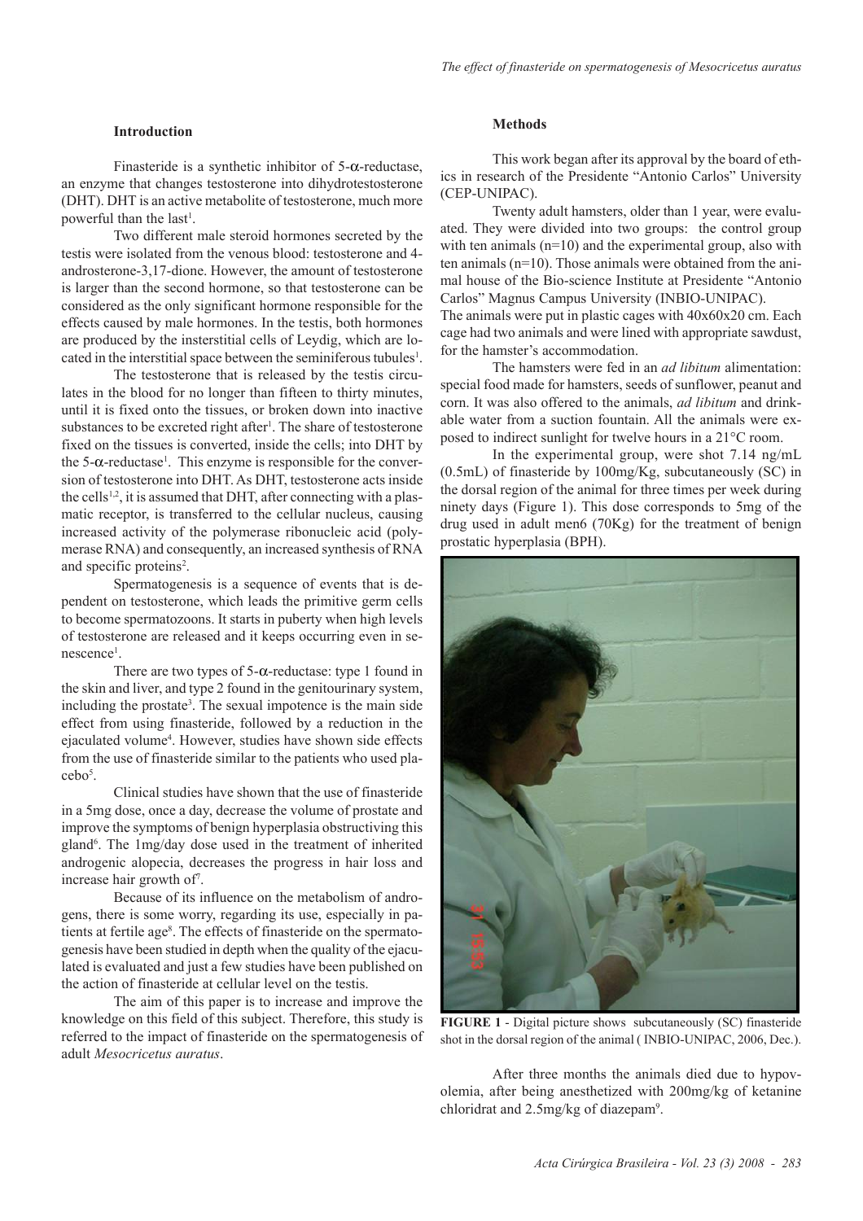## Introduction

Finasteride is a synthetic inhibitor of 5-$\alpha$-reductase, an enzyme that changes testosterone into dihydrotestosterone (DHT). DHT is an active metabolite of testosterone, much more powerful than the last[1].

Two different male steroid hormones secreted by the testis were isolated from the venous blood: testosterone and 4-androsterone-3,17-dione. However, the amount of testosterone is larger than the second hormone, so that testosterone can be considered as the only significant hormone responsible for the effects caused by male hormones. In the testis, both hormones are produced by the insterstitial cells of Leydig, which are located in the interstitial space between the seminiferous tubules[1].

The testosterone that is released by the testis circulates in the blood for no longer than fifteen to thirty minutes, until it is fixed onto the tissues, or broken down into inactive substances to be excreted right after[1]. The share of testosterone fixed on the tissues is converted, inside the cells; into DHT by the 5-$\alpha$-reductase[1]. This enzyme is responsible for the conversion of testosterone into DHT. As DHT, testosterone acts inside the cells[1,2], it is assumed that DHT, after connecting with a plasmatic receptor, is transferred to the cellular nucleus, causing increased activity of the polymerase ribonucleic acid (polymerase RNA) and consequently, an increased synthesis of RNA and specific proteins[2].

Spermatogenesis is a sequence of events that is dependent on testosterone, which leads the primitive germ cells to become spermatozoons. It starts in puberty when high levels of testosterone are released and it keeps occurring even in senescence[1].

There are two types of 5-$\alpha$-reductase: type 1 found in the skin and liver, and type 2 found in the genitourinary system, including the prostate[3]. The sexual impotence is the main side effect from using finasteride, followed by a reduction in the ejaculated volume[4]. However, studies have shown side effects from the use of finasteride similar to the patients who used placebo[5].

Clinical studies have shown that the use of finasteride in a 5mg dose, once a day, decrease the volume of prostate and improve the symptoms of benign hyperplasia obstructiving this gland[6]. The 1mg/day dose used in the treatment of inherited androgenic alopecia, decreases the progress in hair loss and increase hair growth of[7].

Because of its influence on the metabolism of androgens, there is some worry, regarding its use, especially in patients at fertile age[8]. The effects of finasteride on the spermatogenesis have been studied in depth when the quality of the ejaculated is evaluated and just a few studies have been published on the action of finasteride at cellular level on the testis.

The aim of this paper is to increase and improve the knowledge on this field of this subject. Therefore, this study is referred to the impact of finasteride on the spermatogenesis of adult *Mesocricetus auratus*.

## Methods

This work began after its approval by the board of ethics in research of the Presidente "Antonio Carlos" University (CEP-UNIPAC).

Twenty adult hamsters, older than 1 year, were evaluated. They were divided into two groups: the control group with ten animals (n=10) and the experimental group, also with ten animals (n=10). Those animals were obtained from the animal house of the Bio-science Institute at Presidente "Antonio Carlos" Magnus Campus University (INBIO-UNIPAC).

The animals were put in plastic cages with 40x60x20 cm. Each cage had two animals and were lined with appropriate sawdust, for the hamster's accommodation.

The hamsters were fed in an *ad libitum* alimentation: special food made for hamsters, seeds of sunflower, peanut and corn. It was also offered to the animals, *ad libitum* and drinkable water from a suction fountain. All the animals were exposed to indirect sunlight for twelve hours in a 21°C room.

In the experimental group, were shot 7.14 ng/mL (0.5mL) of finasteride by 100mg/Kg, subcutaneously (SC) in the dorsal region of the animal for three times per week during ninety days (Figure 1). This dose corresponds to 5mg of the drug used in adult men6 (70Kg) for the treatment of benign prostatic hyperplasia (BPH).

**FIGURE 1** - Digital picture shows subcutaneously (SC) finasteride shot in the dorsal region of the animal ( INBIO-UNIPAC, 2006, Dec.).

After three months the animals died due to hypovolemia, after being anesthetized with 200mg/kg of ketanine chloridrat and 2.5mg/kg of diazepam[9].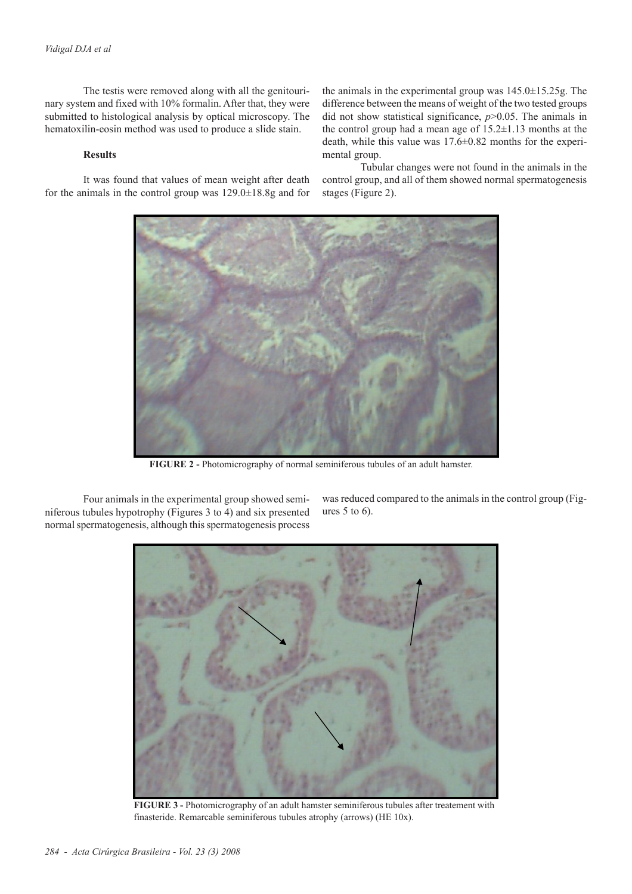The testis were removed along with all the genitourinary system and fixed with 10% formalin. After that, they were submitted to histological analysis by optical microscopy. The hematoxilin-eosin method was used to produce a slide stain.

**Results**

It was found that values of mean weight after death for the animals in the control group was 129.0±18.8g and for the animals in the experimental group was 145.0±15.25g. The difference between the means of weight of the two tested groups did not show statistical significance, *p*>0.05. The animals in the control group had a mean age of 15.2±1.13 months at the death, while this value was 17.6±0.82 months for the experimental group.

Tubular changes were not found in the animals in the control group, and all of them showed normal spermatogenesis stages (Figure 2).

**FIGURE 2 -** Photomicrography of normal seminiferous tubules of an adult hamster.

Four animals in the experimental group showed seminiferous tubules hypotrophy (Figures 3 to 4) and six presented normal spermatogenesis, although this spermatogenesis process was reduced compared to the animals in the control group (Figures 5 to 6).

**FIGURE 3 -** Photomicrography of an adult hamster seminiferous tubules after treatement with finasteride. Remarcable seminiferous tubules atrophy (arrows) (HE 10x).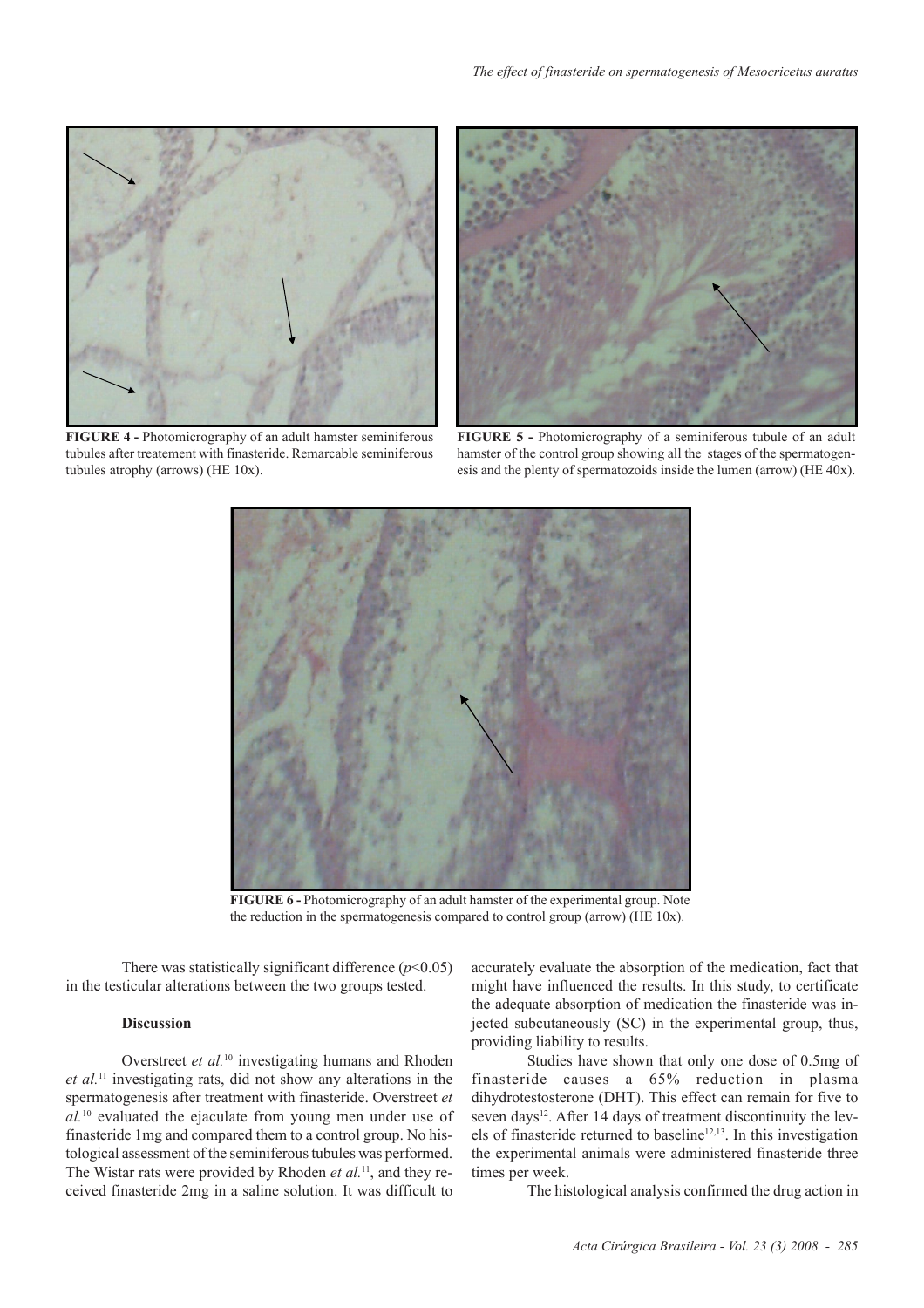**FIGURE 4 -** Photomicrography of an adult hamster seminiferous tubules after treatement with finasteride. Remarcable seminiferous tubules atrophy (arrows) (HE 10x).

**FIGURE 5 -** Photomicrography of a seminiferous tubule of an adult hamster of the control group showing all the stages of the spermatogenesis and the plenty of spermatozoids inside the lumen (arrow) (HE 40x).

**FIGURE 6 -** Photomicrography of an adult hamster of the experimental group. Note the reduction in the spermatogenesis compared to control group (arrow) (HE 10x).

There was statistically significant difference ($p<0.05$) in the testicular alterations between the two groups tested.

**Discussion**

Overstreet *et al.*[10] investigating humans and Rhoden *et al.*[11] investigating rats, did not show any alterations in the spermatogenesis after treatment with finasteride. Overstreet *et al.*[10] evaluated the ejaculate from young men under use of finasteride 1mg and compared them to a control group. No histological assessment of the seminiferous tubules was performed. The Wistar rats were provided by Rhoden *et al.*[11], and they received finasteride 2mg in a saline solution. It was difficult to accurately evaluate the absorption of the medication, fact that might have influenced the results. In this study, to certificate the adequate absorption of medication the finasteride was injected subcutaneously (SC) in the experimental group, thus, providing liability to results.

Studies have shown that only one dose of 0.5mg of finasteride causes a 65% reduction in plasma dihydrotestosterone (DHT). This effect can remain for five to seven days[12]. After 14 days of treatment discontinuity the levels of finasteride returned to baseline[12,13]. In this investigation the experimental animals were administered finasteride three times per week.

The histological analysis confirmed the drug action in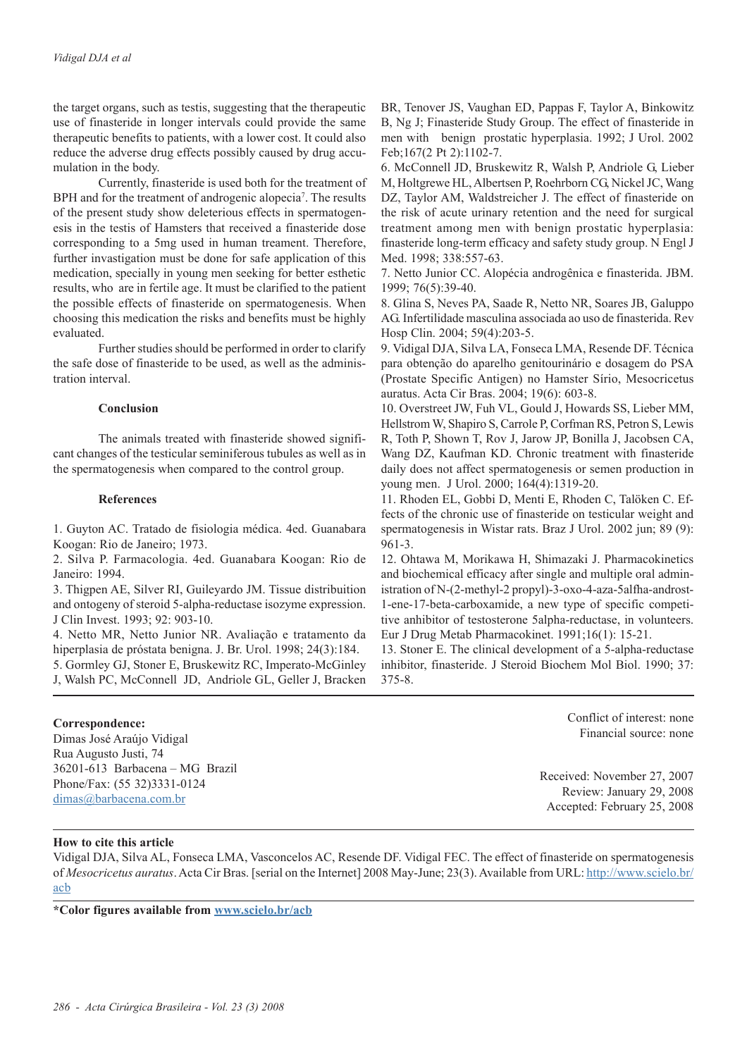the target organs, such as testis, suggesting that the therapeutic use of finasteride in longer intervals could provide the same therapeutic benefits to patients, with a lower cost. It could also reduce the adverse drug effects possibly caused by drug accumulation in the body.

Currently, finasteride is used both for the treatment of BPH and for the treatment of androgenic alopecia[7]. The results of the present study show deleterious effects in spermatogenesis in the testis of Hamsters that received a finasteride dose corresponding to a 5mg used in human treament. Therefore, further investigation must be done for safe application of this medication, specially in young men seeking for better esthetic results, who are in fertile age. It must be clarified to the patient the possible effects of finasteride on spermatogenesis. When choosing this medication the risks and benefits must be highly evaluated.

Further studies should be performed in order to clarify the safe dose of finasteride to be used, as well as the administration interval.

## Conclusion

The animals treated with finasteride showed significant changes of the testicular seminiferous tubules as well as in the spermatogenesis when compared to the control group.

## References

1. Guyton AC. Tratado de fisiologia médica. 4ed. Guanabara Koogan: Rio de Janeiro; 1973.
2. Silva P. Farmacologia. 4ed. Guanabara Koogan: Rio de Janeiro: 1994.
3. Thigpen AE, Silver RI, Guileyardo JM. Tissue distribuition and ontogeny of steroid 5-alpha-reductase isozyme expression. J Clin Invest. 1993; 92: 903-10.
4. Netto MR, Netto Junior NR. Avaliação e tratamento da hiperplasia de próstata benigna. J. Br. Urol. 1998; 24(3):184.
5. Gormley GJ, Stoner E, Bruskewitz RC, Imperato-McGinley J, Walsh PC, McConnell JD, Andriole GL, Geller J, Bracken BR, Tenover JS, Vaughan ED, Pappas F, Taylor A, Binkowitz B, Ng J; Finasteride Study Group. The effect of finasteride in men with benign prostatic hyperplasia. 1992; J Urol. 2002 Feb;167(2 Pt 2):1102-7.
6. McConnell JD, Bruskewitz R, Walsh P, Andriole G, Lieber M, Holtgrewe HL, Albertsen P, Roehrborn CG, Nickel JC, Wang DZ, Taylor AM, Waldstreicher J. The effect of finasteride on the risk of acute urinary retention and the need for surgical treatment among men with benign prostatic hyperplasia: finasteride long-term efficacy and safety study group. N Engl J Med. 1998; 338:557-63.
7. Netto Junior CC. Alopécia androgênica e finasterida. JBM. 1999; 76(5):39-40.
8. Glina S, Neves PA, Saade R, Netto NR, Soares JB, Galuppo AG. Infertilidade masculina associada ao uso de finasterida. Rev Hosp Clin. 2004; 59(4):203-5.
9. Vidigal DJA, Silva LA, Fonseca LMA, Resende DF. Técnica para obtenção do aparelho genitourinário e dosagem do PSA (Prostate Specific Antigen) no Hamster Sírio, Mesocricetus auratus. Acta Cir Bras. 2004; 19(6): 603-8.
10. Overstreet JW, Fuh VL, Gould J, Howards SS, Lieber MM, Hellstrom W, Shapiro S, Carrole P, Corfman RS, Petron S, Lewis R, Toth P, Shown T, Rov J, Jarow JP, Bonilla J, Jacobsen CA, Wang DZ, Kaufman KD. Chronic treatment with finasteride daily does not affect spermatogenesis or semen production in young men. J Urol. 2000; 164(4):1319-20.
11. Rhoden EL, Gobbi D, Menti E, Rhoden C, Talöken C. Effects of the chronic use of finasteride on testicular weight and spermatogenesis in Wistar rats. Braz J Urol. 2002 jun; 89 (9): 961-3.
12. Ohtawa M, Morikawa H, Shimazaki J. Pharmacokinetics and biochemical efficacy after single and multiple oral administration of N-(2-methyl-2 propyl)-3-oxo-4-aza-5alfha-androst-1-ene-17-beta-carboxamide, a new type of specific competitive anhibitor of testosterone 5alpha-reductase, in volunteers. Eur J Drug Metab Pharmacokinet. 1991;16(1): 15-21.
13. Stoner E. The clinical development of a 5-alpha-reductase inhibitor, finasteride. J Steroid Biochem Mol Biol. 1990; 37: 375-8.

**Correspondence:**
Dimas José Araújo Vidigal
Rua Augusto Justi, 74
36201-613 Barbacena – MG Brazil
Phone/Fax: (55 32)3331-0124
dimas@barbacena.com.br

Conflict of interest: none
Financial source: none

Received: November 27, 2007
Review: January 29, 2008
Accepted: February 25, 2008

**How to cite this article**

Vidigal DJA, Silva AL, Fonseca LMA, Vasconcelos AC, Resende DF. Vidigal FEC. The effect of finasteride on spermatogenesis of *Mesocricetus auratus*. Acta Cir Bras. [serial on the Internet] 2008 May-June; 23(3). Available from URL: http://www.scielo.br/acb

**\*Color figures available from www.scielo.br/acb**